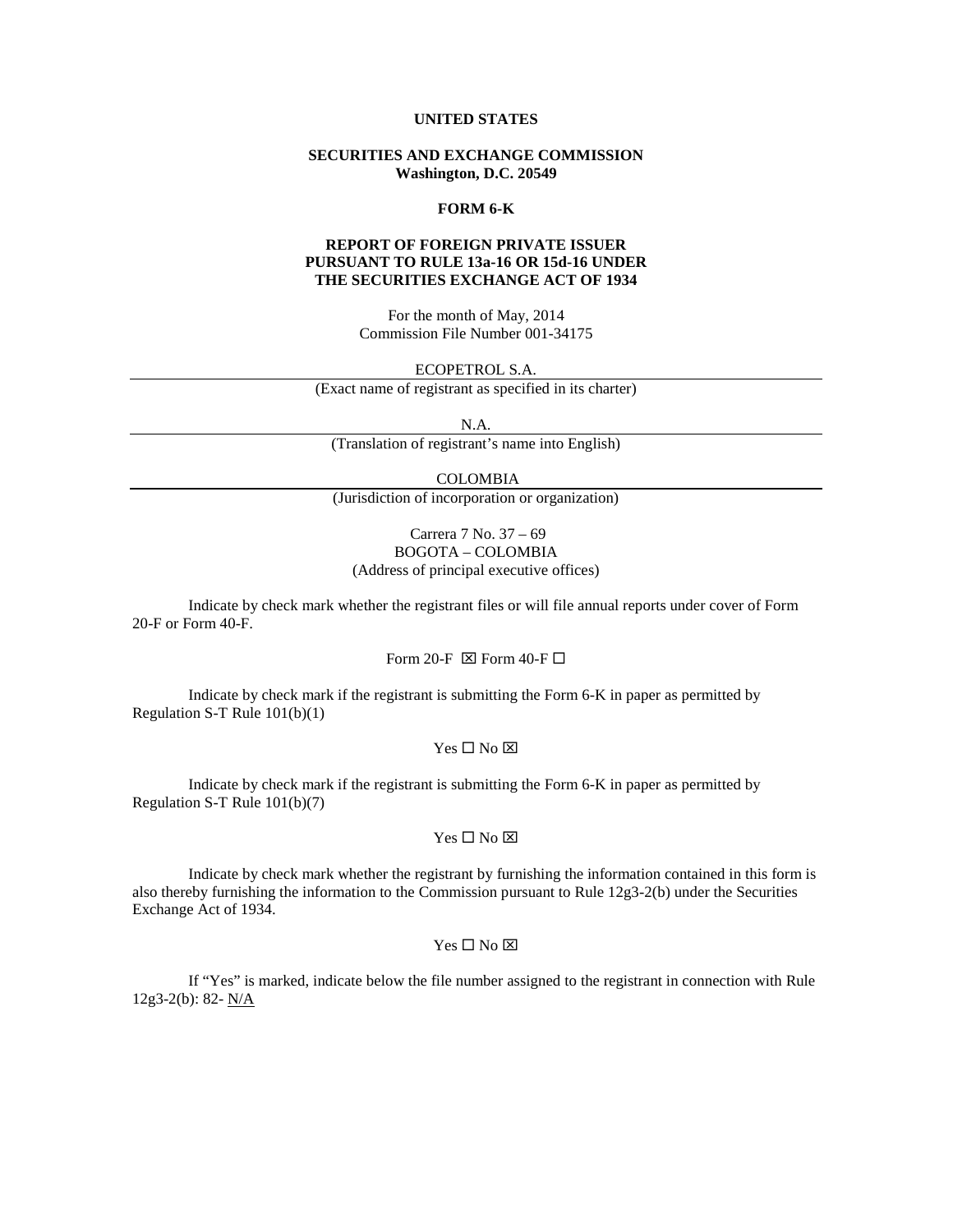**UNITED STATES**

**SECURITIES AND EXCHANGE COMMISSION**
**Washington, D.C. 20549**

**FORM 6-K**

**REPORT OF FOREIGN PRIVATE ISSUER**
**PURSUANT TO RULE 13a-16 OR 15d-16 UNDER**
**THE SECURITIES EXCHANGE ACT OF 1934**

For the month of May, 2014
Commission File Number 001-34175

ECOPETROL S.A.
(Exact name of registrant as specified in its charter)

N.A.
(Translation of registrant's name into English)

COLOMBIA
(Jurisdiction of incorporation or organization)

Carrera 7 No. 37 – 69
BOGOTA – COLOMBIA
(Address of principal executive offices)

Indicate by check mark whether the registrant files or will file annual reports under cover of Form 20-F or Form 40-F.

Form 20-F ☒ Form 40-F ☐

Indicate by check mark if the registrant is submitting the Form 6-K in paper as permitted by Regulation S-T Rule 101(b)(1)

Yes ☐ No ☒

Indicate by check mark if the registrant is submitting the Form 6-K in paper as permitted by Regulation S-T Rule 101(b)(7)

Yes ☐ No ☒

Indicate by check mark whether the registrant by furnishing the information contained in this form is also thereby furnishing the information to the Commission pursuant to Rule 12g3-2(b) under the Securities Exchange Act of 1934.

Yes ☐ No ☒

If "Yes" is marked, indicate below the file number assigned to the registrant in connection with Rule 12g3-2(b): 82- N/A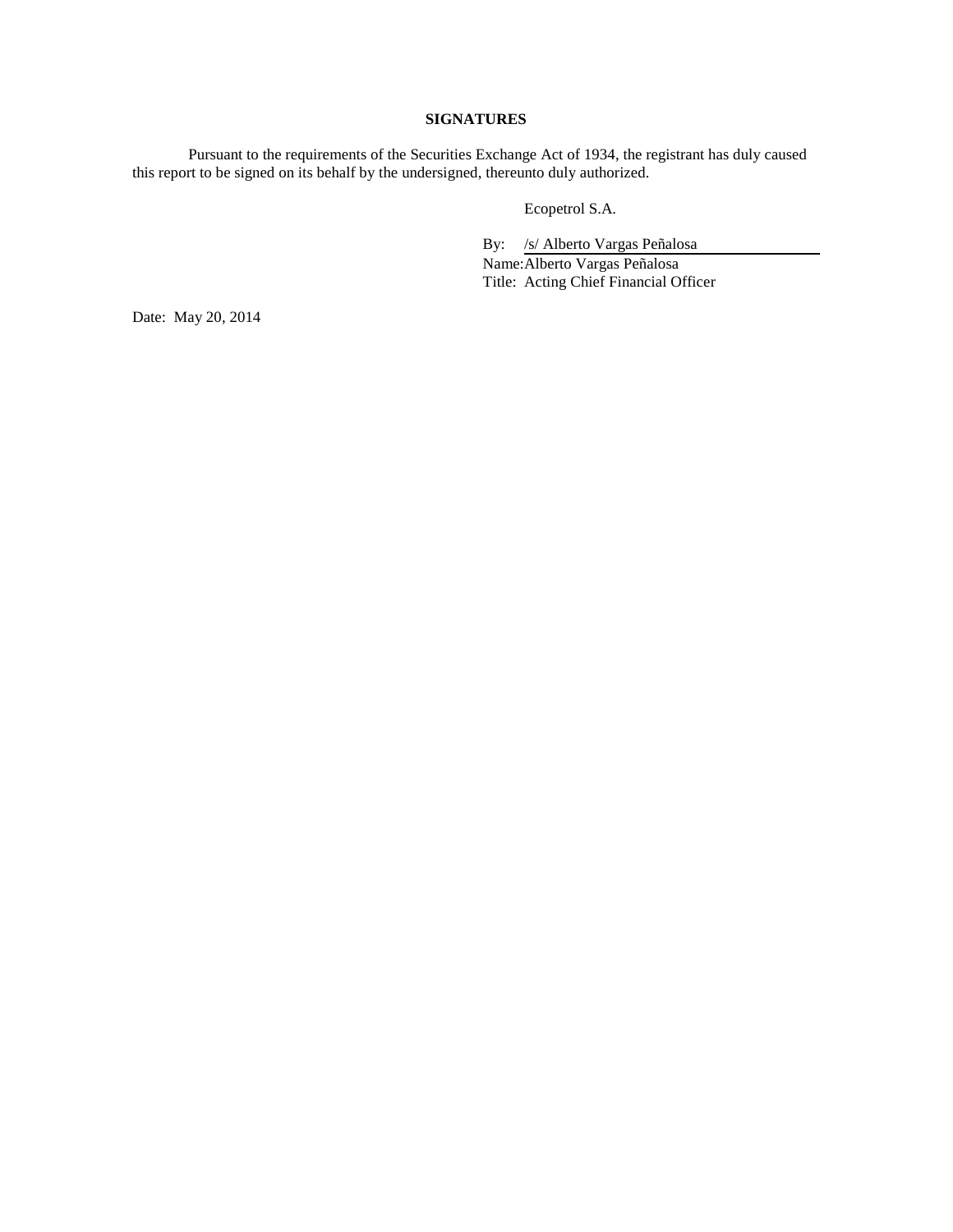## SIGNATURES

Pursuant to the requirements of the Securities Exchange Act of 1934, the registrant has duly caused this report to be signed on its behalf by the undersigned, thereunto duly authorized.

Ecopetrol S.A.

By: /s/ Alberto Vargas Peñalosa

Name: Alberto Vargas Peñalosa

Title: Acting Chief Financial Officer

Date: May 20, 2014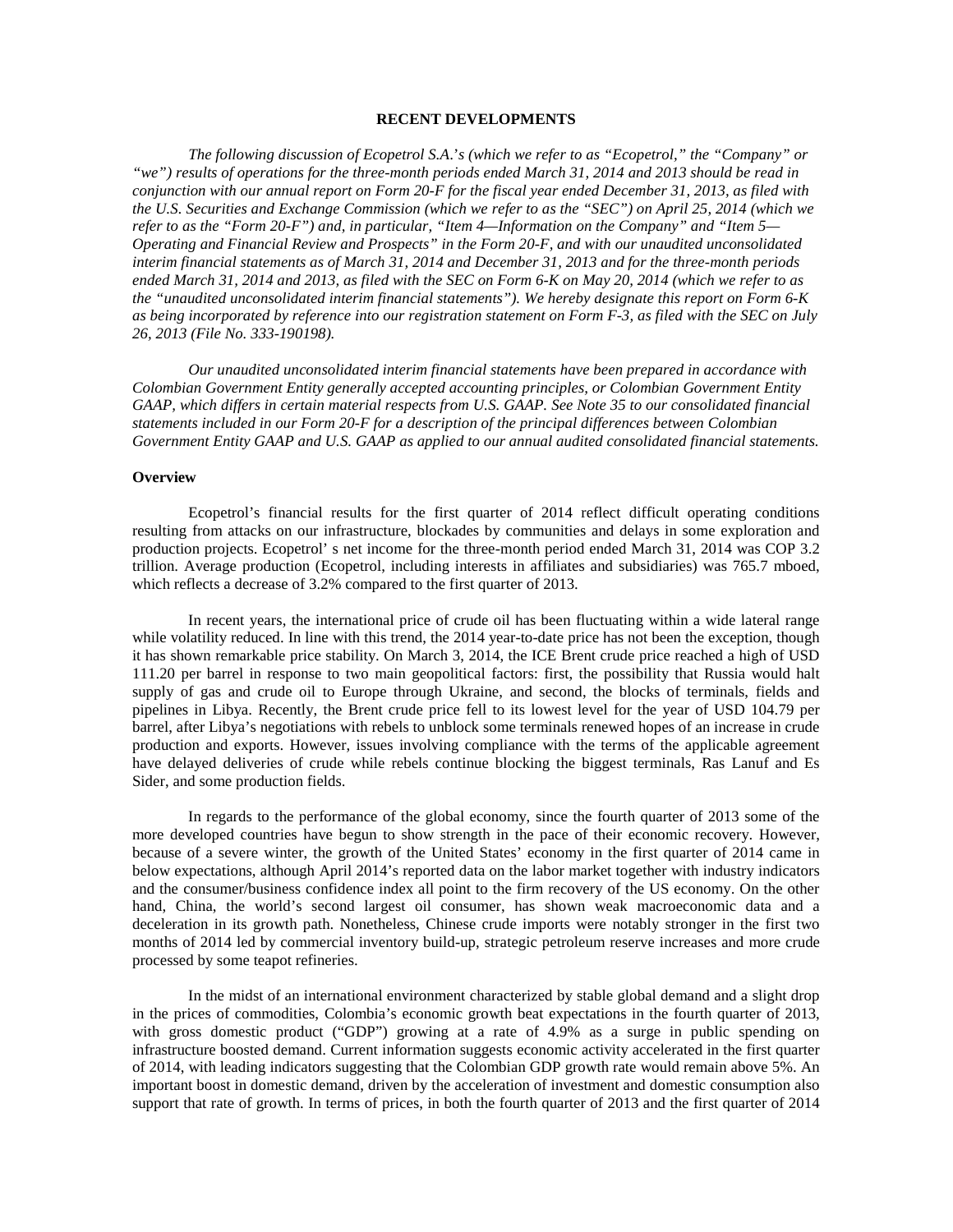## RECENT DEVELOPMENTS

*The following discussion of Ecopetrol S.A.'s (which we refer to as "Ecopetrol," the "Company" or "we") results of operations for the three-month periods ended March 31, 2014 and 2013 should be read in conjunction with our annual report on Form 20-F for the fiscal year ended December 31, 2013, as filed with the U.S. Securities and Exchange Commission (which we refer to as the "SEC") on April 25, 2014 (which we refer to as the "Form 20-F") and, in particular, "Item 4—Information on the Company" and "Item 5—Operating and Financial Review and Prospects" in the Form 20-F, and with our unaudited unconsolidated interim financial statements as of March 31, 2014 and December 31, 2013 and for the three-month periods ended March 31, 2014 and 2013, as filed with the SEC on Form 6-K on May 20, 2014 (which we refer to as the "unaudited unconsolidated interim financial statements"). We hereby designate this report on Form 6-K as being incorporated by reference into our registration statement on Form F-3, as filed with the SEC on July 26, 2013 (File No. 333-190198).*

*Our unaudited unconsolidated interim financial statements have been prepared in accordance with Colombian Government Entity generally accepted accounting principles, or Colombian Government Entity GAAP, which differs in certain material respects from U.S. GAAP. See Note 35 to our consolidated financial statements included in our Form 20-F for a description of the principal differences between Colombian Government Entity GAAP and U.S. GAAP as applied to our annual audited consolidated financial statements.*

### Overview

Ecopetrol's financial results for the first quarter of 2014 reflect difficult operating conditions resulting from attacks on our infrastructure, blockades by communities and delays in some exploration and production projects. Ecopetrol' s net income for the three-month period ended March 31, 2014 was COP 3.2 trillion. Average production (Ecopetrol, including interests in affiliates and subsidiaries) was 765.7 mboed, which reflects a decrease of 3.2% compared to the first quarter of 2013.

In recent years, the international price of crude oil has been fluctuating within a wide lateral range while volatility reduced. In line with this trend, the 2014 year-to-date price has not been the exception, though it has shown remarkable price stability. On March 3, 2014, the ICE Brent crude price reached a high of USD 111.20 per barrel in response to two main geopolitical factors: first, the possibility that Russia would halt supply of gas and crude oil to Europe through Ukraine, and second, the blocks of terminals, fields and pipelines in Libya. Recently, the Brent crude price fell to its lowest level for the year of USD 104.79 per barrel, after Libya's negotiations with rebels to unblock some terminals renewed hopes of an increase in crude production and exports. However, issues involving compliance with the terms of the applicable agreement have delayed deliveries of crude while rebels continue blocking the biggest terminals, Ras Lanuf and Es Sider, and some production fields.

In regards to the performance of the global economy, since the fourth quarter of 2013 some of the more developed countries have begun to show strength in the pace of their economic recovery. However, because of a severe winter, the growth of the United States' economy in the first quarter of 2014 came in below expectations, although April 2014's reported data on the labor market together with industry indicators and the consumer/business confidence index all point to the firm recovery of the US economy. On the other hand, China, the world's second largest oil consumer, has shown weak macroeconomic data and a deceleration in its growth path. Nonetheless, Chinese crude imports were notably stronger in the first two months of 2014 led by commercial inventory build-up, strategic petroleum reserve increases and more crude processed by some teapot refineries.

In the midst of an international environment characterized by stable global demand and a slight drop in the prices of commodities, Colombia's economic growth beat expectations in the fourth quarter of 2013, with gross domestic product ("GDP") growing at a rate of 4.9% as a surge in public spending on infrastructure boosted demand. Current information suggests economic activity accelerated in the first quarter of 2014, with leading indicators suggesting that the Colombian GDP growth rate would remain above 5%. An important boost in domestic demand, driven by the acceleration of investment and domestic consumption also support that rate of growth. In terms of prices, in both the fourth quarter of 2013 and the first quarter of 2014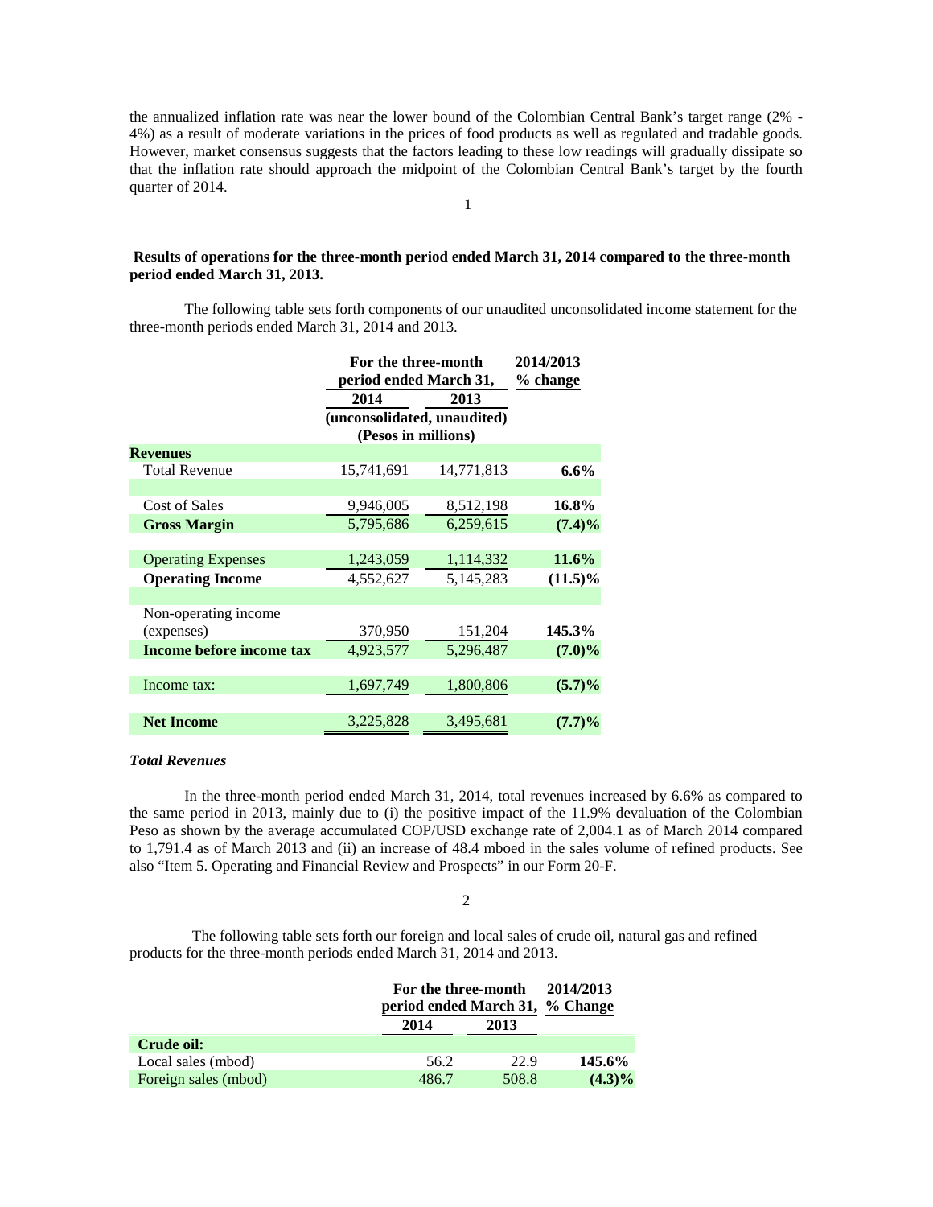the annualized inflation rate was near the lower bound of the Colombian Central Bank's target range (2% - 4%) as a result of moderate variations in the prices of food products as well as regulated and tradable goods. However, market consensus suggests that the factors leading to these low readings will gradually dissipate so that the inflation rate should approach the midpoint of the Colombian Central Bank's target by the fourth quarter of 2014.

**Results of operations for the three-month period ended March 31, 2014 compared to the three-month period ended March 31, 2013.**

The following table sets forth components of our unaudited unconsolidated income statement for the three-month periods ended March 31, 2014 and 2013.

| | For the three-month period ended March 31, | | 2014/2013 % change |
|---|---|---|---|
| | 2014 | 2013 | |
| | (unconsolidated, unaudited) (Pesos in millions) | | |
| **Revenues** | | | |
| Total Revenue | 15,741,691 | 14,771,813 | **6.6%** |
| Cost of Sales | 9,946,005 | 8,512,198 | **16.8%** |
| **Gross Margin** | 5,795,686 | 6,259,615 | **(7.4)%** |
| Operating Expenses | 1,243,059 | 1,114,332 | **11.6%** |
| **Operating Income** | 4,552,627 | 5,145,283 | **(11.5)%** |
| Non-operating income (expenses) | 370,950 | 151,204 | **145.3%** |
| **Income before income tax** | 4,923,577 | 5,296,487 | **(7.0)%** |
| Income tax: | 1,697,749 | 1,800,806 | **(5.7)%** |
| **Net Income** | 3,225,828 | 3,495,681 | **(7.7)%** |

***Total Revenues***

In the three-month period ended March 31, 2014, total revenues increased by 6.6% as compared to the same period in 2013, mainly due to (i) the positive impact of the 11.9% devaluation of the Colombian Peso as shown by the average accumulated COP/USD exchange rate of 2,004.1 as of March 2014 compared to 1,791.4 as of March 2013 and (ii) an increase of 48.4 mboed in the sales volume of refined products. See also "Item 5. Operating and Financial Review and Prospects" in our Form 20-F.

The following table sets forth our foreign and local sales of crude oil, natural gas and refined products for the three-month periods ended March 31, 2014 and 2013.

| | For the three-month period ended March 31, | | 2014/2013 % Change |
|---|---|---|---|
| | 2014 | 2013 | |
| **Crude oil:** | | | |
| Local sales (mbod) | 56.2 | 22.9 | **145.6%** |
| Foreign sales (mbod) | 486.7 | 508.8 | **(4.3)%** |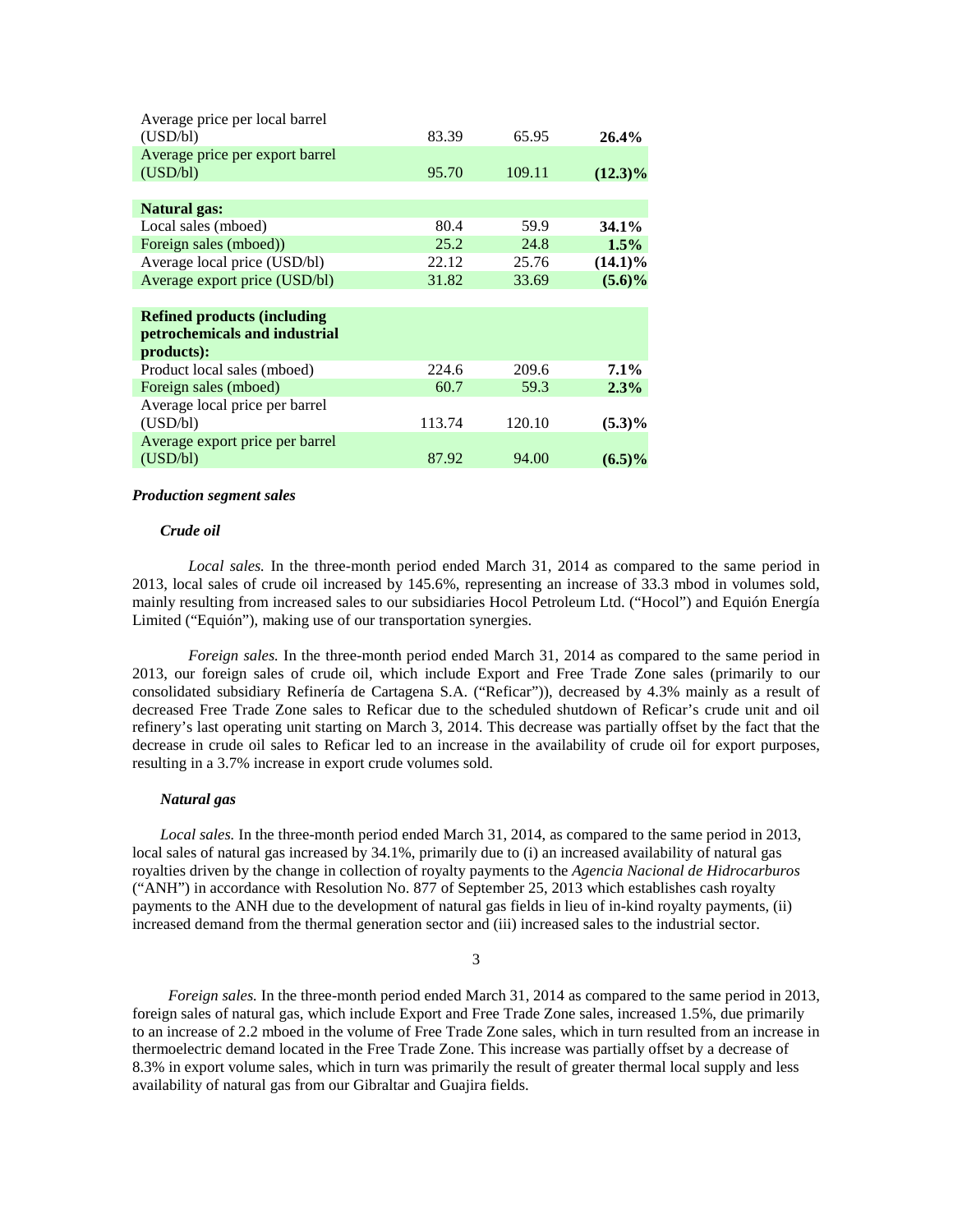| | | | |
|---|---|---|---|
| Average price per local barrel (USD/bl) | 83.39 | 65.95 | **26.4%** |
| Average price per export barrel (USD/bl) | 95.70 | 109.11 | **(12.3)%** |
| | | | |
| **Natural gas:** | | | |
| Local sales (mboed) | 80.4 | 59.9 | **34.1%** |
| Foreign sales (mboed)) | 25.2 | 24.8 | **1.5%** |
| Average local price (USD/bl) | 22.12 | 25.76 | **(14.1)%** |
| Average export price (USD/bl) | 31.82 | 33.69 | **(5.6)%** |
| | | | |
| **Refined products (including petrochemicals and industrial products):** | | | |
| Product local sales (mboed) | 224.6 | 209.6 | **7.1%** |
| Foreign sales (mboed) | 60.7 | 59.3 | **2.3%** |
| Average local price per barrel (USD/bl) | 113.74 | 120.10 | **(5.3)%** |
| Average export price per barrel (USD/bl) | 87.92 | 94.00 | **(6.5)%** |

***Production segment sales***

***Crude oil***

*Local sales.* In the three-month period ended March 31, 2014 as compared to the same period in 2013, local sales of crude oil increased by 145.6%, representing an increase of 33.3 mbod in volumes sold, mainly resulting from increased sales to our subsidiaries Hocol Petroleum Ltd. ("Hocol") and Equión Energía Limited ("Equión"), making use of our transportation synergies.

*Foreign sales.* In the three-month period ended March 31, 2014 as compared to the same period in 2013, our foreign sales of crude oil, which include Export and Free Trade Zone sales (primarily to our consolidated subsidiary Refinería de Cartagena S.A. ("Reficar")), decreased by 4.3% mainly as a result of decreased Free Trade Zone sales to Reficar due to the scheduled shutdown of Reficar's crude unit and oil refinery's last operating unit starting on March 3, 2014. This decrease was partially offset by the fact that the decrease in crude oil sales to Reficar led to an increase in the availability of crude oil for export purposes, resulting in a 3.7% increase in export crude volumes sold.

***Natural gas***

*Local sales.* In the three-month period ended March 31, 2014, as compared to the same period in 2013, local sales of natural gas increased by 34.1%, primarily due to (i) an increased availability of natural gas royalties driven by the change in collection of royalty payments to the *Agencia Nacional de Hidrocarburos* ("ANH") in accordance with Resolution No. 877 of September 25, 2013 which establishes cash royalty payments to the ANH due to the development of natural gas fields in lieu of in-kind royalty payments, (ii) increased demand from the thermal generation sector and (iii) increased sales to the industrial sector.

*Foreign sales.* In the three-month period ended March 31, 2014 as compared to the same period in 2013, foreign sales of natural gas, which include Export and Free Trade Zone sales, increased 1.5%, due primarily to an increase of 2.2 mboed in the volume of Free Trade Zone sales, which in turn resulted from an increase in thermoelectric demand located in the Free Trade Zone. This increase was partially offset by a decrease of 8.3% in export volume sales, which in turn was primarily the result of greater thermal local supply and less availability of natural gas from our Gibraltar and Guajira fields.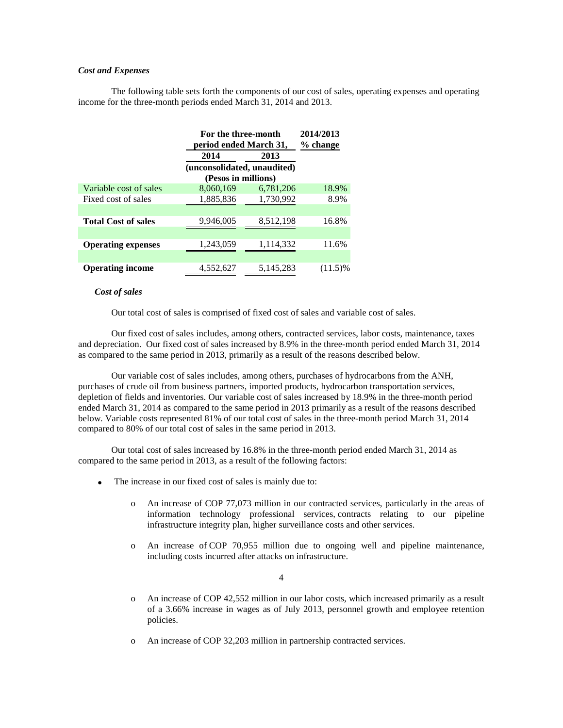### *Cost and Expenses*

The following table sets forth the components of our cost of sales, operating expenses and operating income for the three-month periods ended March 31, 2014 and 2013.

| | For the three-month period ended March 31, | | 2014/2013 % change |
|---|---|---|---|
| | 2014 | 2013 | |
| | (unconsolidated, unaudited) (Pesos in millions) | | |
| Variable cost of sales | 8,060,169 | 6,781,206 | 18.9% |
| Fixed cost of sales | 1,885,836 | 1,730,992 | 8.9% |
| **Total Cost of sales** | 9,946,005 | 8,512,198 | 16.8% |
| **Operating expenses** | 1,243,059 | 1,114,332 | 11.6% |
| **Operating income** | 4,552,627 | 5,145,283 | (11.5)% |

#### *Cost of sales*

Our total cost of sales is comprised of fixed cost of sales and variable cost of sales.

Our fixed cost of sales includes, among others, contracted services, labor costs, maintenance, taxes and depreciation. Our fixed cost of sales increased by 8.9% in the three-month period ended March 31, 2014 as compared to the same period in 2013, primarily as a result of the reasons described below.

Our variable cost of sales includes, among others, purchases of hydrocarbons from the ANH, purchases of crude oil from business partners, imported products, hydrocarbon transportation services, depletion of fields and inventories. Our variable cost of sales increased by 18.9% in the three-month period ended March 31, 2014 as compared to the same period in 2013 primarily as a result of the reasons described below. Variable costs represented 81% of our total cost of sales in the three-month period March 31, 2014 compared to 80% of our total cost of sales in the same period in 2013.

Our total cost of sales increased by 16.8% in the three-month period ended March 31, 2014 as compared to the same period in 2013, as a result of the following factors:

- The increase in our fixed cost of sales is mainly due to:
  - An increase of COP 77,073 million in our contracted services, particularly in the areas of information technology professional services, contracts relating to our pipeline infrastructure integrity plan, higher surveillance costs and other services.
  - An increase of COP 70,955 million due to ongoing well and pipeline maintenance, including costs incurred after attacks on infrastructure.
  - An increase of COP 42,552 million in our labor costs, which increased primarily as a result of a 3.66% increase in wages as of July 2013, personnel growth and employee retention policies.
  - An increase of COP 32,203 million in partnership contracted services.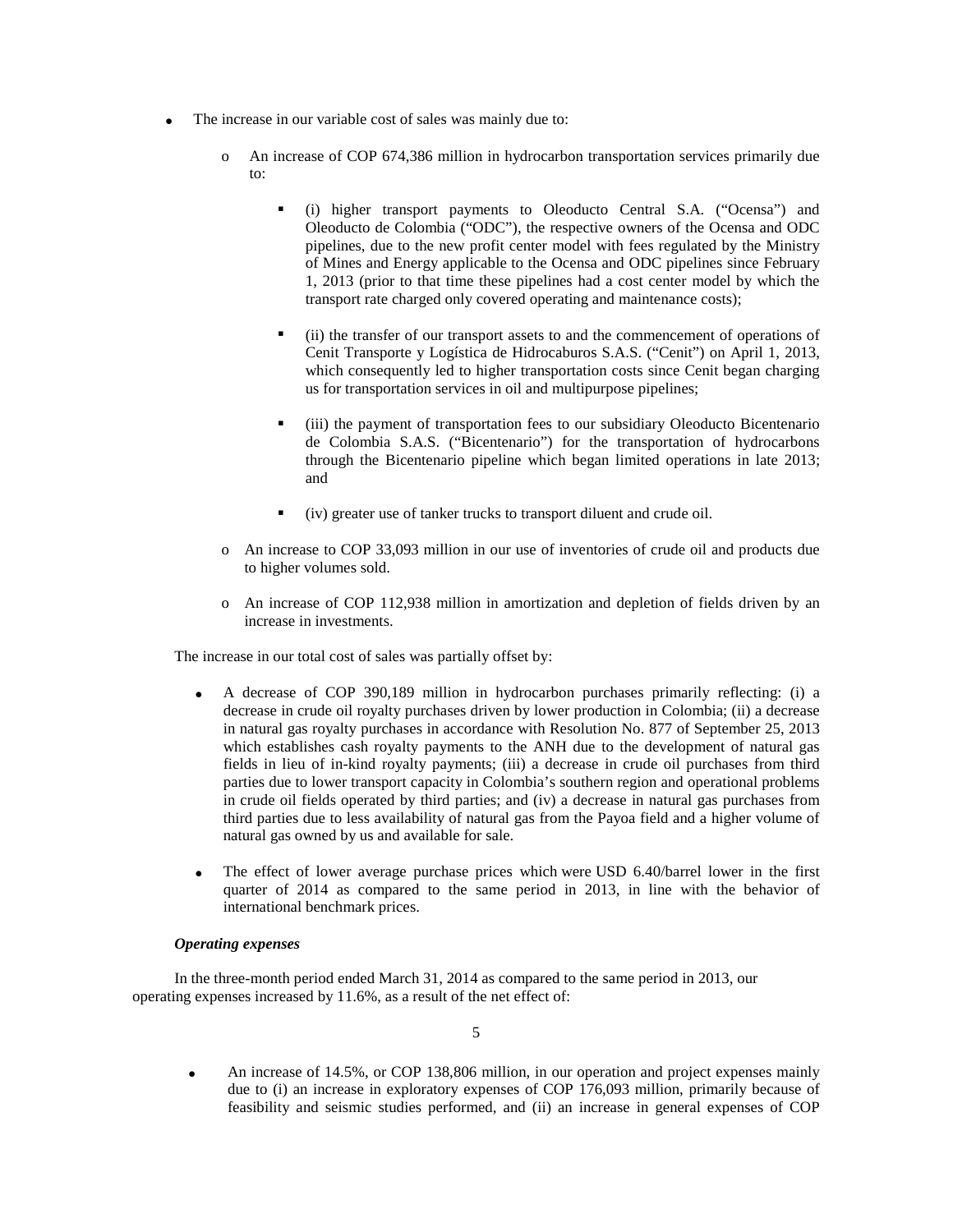- The increase in our variable cost of sales was mainly due to:
  - An increase of COP 674,386 million in hydrocarbon transportation services primarily due to:
    - (i) higher transport payments to Oleoducto Central S.A. ("Ocensa") and Oleoducto de Colombia ("ODC"), the respective owners of the Ocensa and ODC pipelines, due to the new profit center model with fees regulated by the Ministry of Mines and Energy applicable to the Ocensa and ODC pipelines since February 1, 2013 (prior to that time these pipelines had a cost center model by which the transport rate charged only covered operating and maintenance costs);
    - (ii) the transfer of our transport assets to and the commencement of operations of Cenit Transporte y Logística de Hidrocaburos S.A.S. ("Cenit") on April 1, 2013, which consequently led to higher transportation costs since Cenit began charging us for transportation services in oil and multipurpose pipelines;
    - (iii) the payment of transportation fees to our subsidiary Oleoducto Bicentenario de Colombia S.A.S. ("Bicentenario") for the transportation of hydrocarbons through the Bicentenario pipeline which began limited operations in late 2013; and
    - (iv) greater use of tanker trucks to transport diluent and crude oil.
  - An increase to COP 33,093 million in our use of inventories of crude oil and products due to higher volumes sold.
  - An increase of COP 112,938 million in amortization and depletion of fields driven by an increase in investments.

The increase in our total cost of sales was partially offset by:

- A decrease of COP 390,189 million in hydrocarbon purchases primarily reflecting: (i) a decrease in crude oil royalty purchases driven by lower production in Colombia; (ii) a decrease in natural gas royalty purchases in accordance with Resolution No. 877 of September 25, 2013 which establishes cash royalty payments to the ANH due to the development of natural gas fields in lieu of in-kind royalty payments; (iii) a decrease in crude oil purchases from third parties due to lower transport capacity in Colombia's southern region and operational problems in crude oil fields operated by third parties; and (iv) a decrease in natural gas purchases from third parties due to less availability of natural gas from the Payoa field and a higher volume of natural gas owned by us and available for sale.
- The effect of lower average purchase prices which were USD 6.40/barrel lower in the first quarter of 2014 as compared to the same period in 2013, in line with the behavior of international benchmark prices.

***Operating expenses***

In the three-month period ended March 31, 2014 as compared to the same period in 2013, our operating expenses increased by 11.6%, as a result of the net effect of:

- An increase of 14.5%, or COP 138,806 million, in our operation and project expenses mainly due to (i) an increase in exploratory expenses of COP 176,093 million, primarily because of feasibility and seismic studies performed, and (ii) an increase in general expenses of COP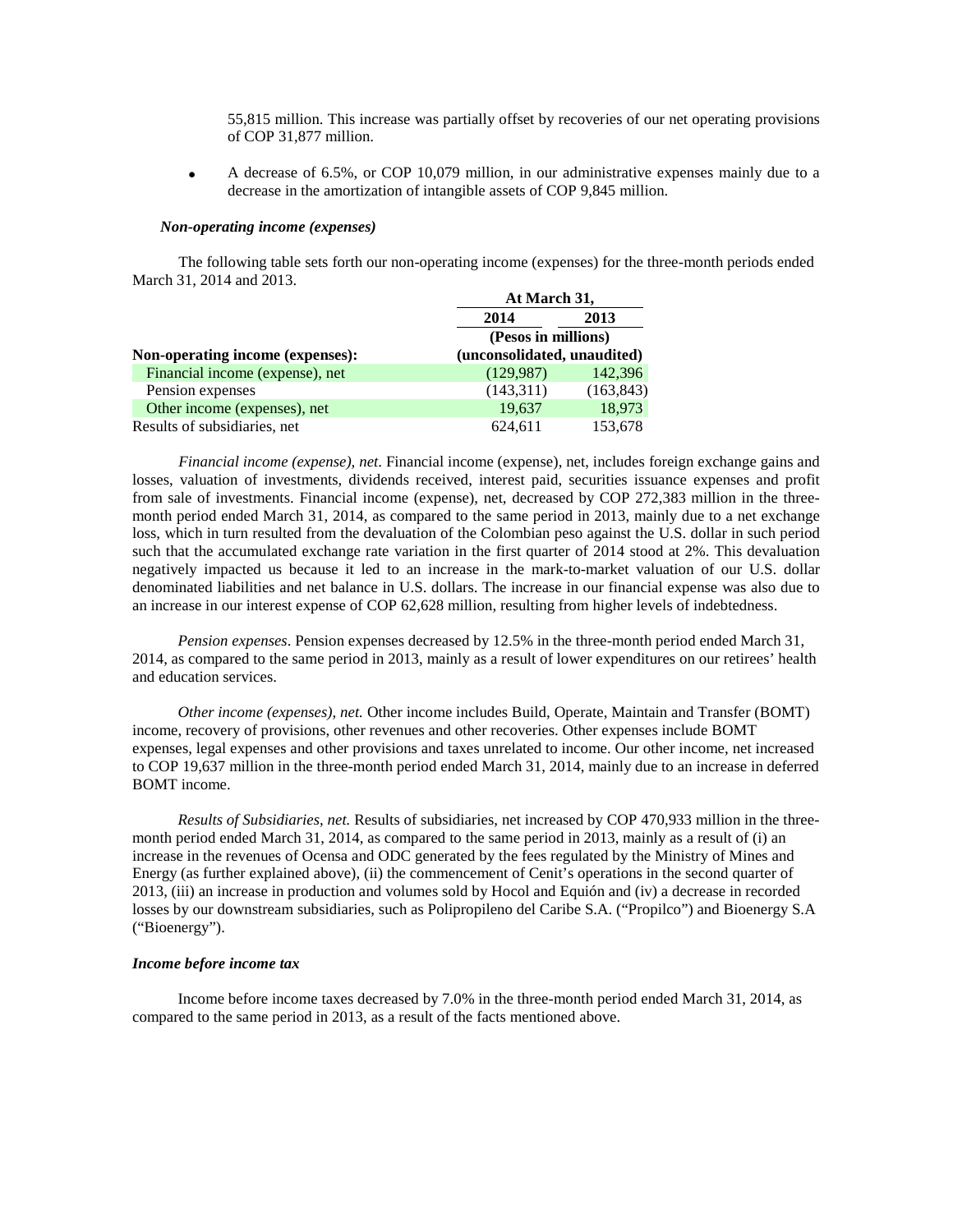55,815 million. This increase was partially offset by recoveries of our net operating provisions of COP 31,877 million.

- A decrease of 6.5%, or COP 10,079 million, in our administrative expenses mainly due to a decrease in the amortization of intangible assets of COP 9,845 million.

***Non-operating income (expenses)***

The following table sets forth our non-operating income (expenses) for the three-month periods ended March 31, 2014 and 2013.

| | At March 31, | |
|---|---|---|
| | **2014** | **2013** |
| | (Pesos in millions) | |
| **Non-operating income (expenses):** | (unconsolidated, unaudited) | |
| Financial income (expense), net | (129,987) | 142,396 |
| Pension expenses | (143,311) | (163,843) |
| Other income (expenses), net | 19,637 | 18,973 |
| Results of subsidiaries, net | 624,611 | 153,678 |

*Financial income (expense), net*. Financial income (expense), net, includes foreign exchange gains and losses, valuation of investments, dividends received, interest paid, securities issuance expenses and profit from sale of investments. Financial income (expense), net, decreased by COP 272,383 million in the three-month period ended March 31, 2014, as compared to the same period in 2013, mainly due to a net exchange loss, which in turn resulted from the devaluation of the Colombian peso against the U.S. dollar in such period such that the accumulated exchange rate variation in the first quarter of 2014 stood at 2%. This devaluation negatively impacted us because it led to an increase in the mark-to-market valuation of our U.S. dollar denominated liabilities and net balance in U.S. dollars. The increase in our financial expense was also due to an increase in our interest expense of COP 62,628 million, resulting from higher levels of indebtedness.

*Pension expenses*. Pension expenses decreased by 12.5% in the three-month period ended March 31, 2014, as compared to the same period in 2013, mainly as a result of lower expenditures on our retirees' health and education services.

*Other income (expenses), net.* Other income includes Build, Operate, Maintain and Transfer (BOMT) income, recovery of provisions, other revenues and other recoveries. Other expenses include BOMT expenses, legal expenses and other provisions and taxes unrelated to income. Our other income, net increased to COP 19,637 million in the three-month period ended March 31, 2014, mainly due to an increase in deferred BOMT income.

*Results of Subsidiaries, net.* Results of subsidiaries, net increased by COP 470,933 million in the three-month period ended March 31, 2014, as compared to the same period in 2013, mainly as a result of (i) an increase in the revenues of Ocensa and ODC generated by the fees regulated by the Ministry of Mines and Energy (as further explained above), (ii) the commencement of Cenit's operations in the second quarter of 2013, (iii) an increase in production and volumes sold by Hocol and Equión and (iv) a decrease in recorded losses by our downstream subsidiaries, such as Polipropileno del Caribe S.A. ("Propilco") and Bioenergy S.A ("Bioenergy").

***Income before income tax***

Income before income taxes decreased by 7.0% in the three-month period ended March 31, 2014, as compared to the same period in 2013, as a result of the facts mentioned above.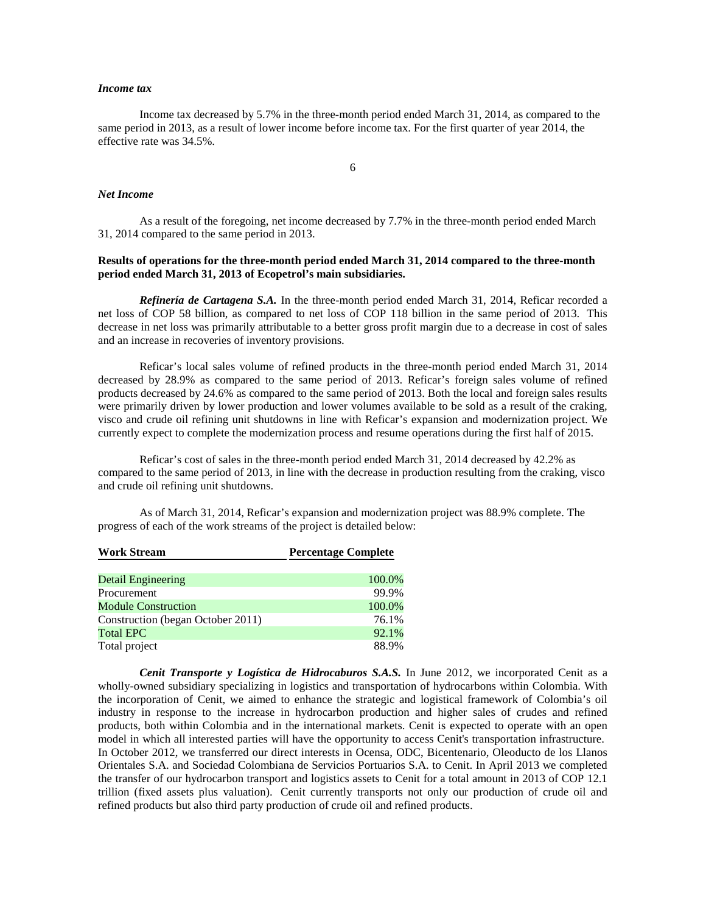*Income tax*

Income tax decreased by 5.7% in the three-month period ended March 31, 2014, as compared to the same period in 2013, as a result of lower income before income tax. For the first quarter of year 2014, the effective rate was 34.5%.

*Net Income*

As a result of the foregoing, net income decreased by 7.7% in the three-month period ended March 31, 2014 compared to the same period in 2013.

**Results of operations for the three-month period ended March 31, 2014 compared to the three-month period ended March 31, 2013 of Ecopetrol's main subsidiaries.**

***Refinería de Cartagena S.A.*** In the three-month period ended March 31, 2014, Reficar recorded a net loss of COP 58 billion, as compared to net loss of COP 118 billion in the same period of 2013. This decrease in net loss was primarily attributable to a better gross profit margin due to a decrease in cost of sales and an increase in recoveries of inventory provisions.

Reficar's local sales volume of refined products in the three-month period ended March 31, 2014 decreased by 28.9% as compared to the same period of 2013. Reficar's foreign sales volume of refined products decreased by 24.6% as compared to the same period of 2013. Both the local and foreign sales results were primarily driven by lower production and lower volumes available to be sold as a result of the craking, visco and crude oil refining unit shutdowns in line with Reficar's expansion and modernization project. We currently expect to complete the modernization process and resume operations during the first half of 2015.

Reficar's cost of sales in the three-month period ended March 31, 2014 decreased by 42.2% as compared to the same period of 2013, in line with the decrease in production resulting from the craking, visco and crude oil refining unit shutdowns.

As of March 31, 2014, Reficar's expansion and modernization project was 88.9% complete. The progress of each of the work streams of the project is detailed below:

| Work Stream | Percentage Complete |
|---|---|
| Detail Engineering | 100.0% |
| Procurement | 99.9% |
| Module Construction | 100.0% |
| Construction (began October 2011) | 76.1% |
| Total EPC | 92.1% |
| Total project | 88.9% |

***Cenit Transporte y Logística de Hidrocaburos S.A.S.*** In June 2012, we incorporated Cenit as a wholly-owned subsidiary specializing in logistics and transportation of hydrocarbons within Colombia. With the incorporation of Cenit, we aimed to enhance the strategic and logistical framework of Colombia's oil industry in response to the increase in hydrocarbon production and higher sales of crudes and refined products, both within Colombia and in the international markets. Cenit is expected to operate with an open model in which all interested parties will have the opportunity to access Cenit's transportation infrastructure. In October 2012, we transferred our direct interests in Ocensa, ODC, Bicentenario, Oleoducto de los Llanos Orientales S.A. and Sociedad Colombiana de Servicios Portuarios S.A. to Cenit. In April 2013 we completed the transfer of our hydrocarbon transport and logistics assets to Cenit for a total amount in 2013 of COP 12.1 trillion (fixed assets plus valuation). Cenit currently transports not only our production of crude oil and refined products but also third party production of crude oil and refined products.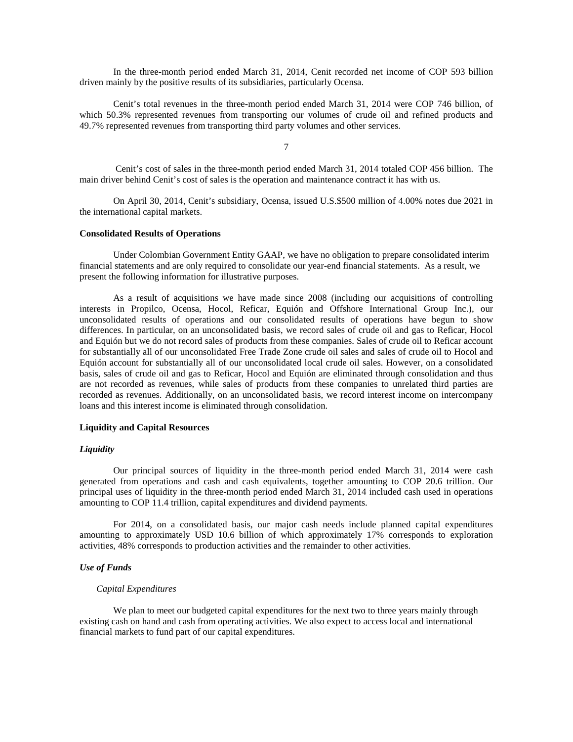In the three-month period ended March 31, 2014, Cenit recorded net income of COP 593 billion driven mainly by the positive results of its subsidiaries, particularly Ocensa.

Cenit's total revenues in the three-month period ended March 31, 2014 were COP 746 billion, of which 50.3% represented revenues from transporting our volumes of crude oil and refined products and 49.7% represented revenues from transporting third party volumes and other services.

Cenit's cost of sales in the three-month period ended March 31, 2014 totaled COP 456 billion. The main driver behind Cenit's cost of sales is the operation and maintenance contract it has with us.

On April 30, 2014, Cenit's subsidiary, Ocensa, issued U.S.$500 million of 4.00% notes due 2021 in the international capital markets.

**Consolidated Results of Operations**

Under Colombian Government Entity GAAP, we have no obligation to prepare consolidated interim financial statements and are only required to consolidate our year-end financial statements. As a result, we present the following information for illustrative purposes.

As a result of acquisitions we have made since 2008 (including our acquisitions of controlling interests in Propilco, Ocensa, Hocol, Reficar, Equión and Offshore International Group Inc.), our unconsolidated results of operations and our consolidated results of operations have begun to show differences. In particular, on an unconsolidated basis, we record sales of crude oil and gas to Reficar, Hocol and Equión but we do not record sales of products from these companies. Sales of crude oil to Reficar account for substantially all of our unconsolidated Free Trade Zone crude oil sales and sales of crude oil to Hocol and Equión account for substantially all of our unconsolidated local crude oil sales. However, on a consolidated basis, sales of crude oil and gas to Reficar, Hocol and Equión are eliminated through consolidation and thus are not recorded as revenues, while sales of products from these companies to unrelated third parties are recorded as revenues. Additionally, on an unconsolidated basis, we record interest income on intercompany loans and this interest income is eliminated through consolidation.

**Liquidity and Capital Resources**

***Liquidity***

Our principal sources of liquidity in the three-month period ended March 31, 2014 were cash generated from operations and cash and cash equivalents, together amounting to COP 20.6 trillion. Our principal uses of liquidity in the three-month period ended March 31, 2014 included cash used in operations amounting to COP 11.4 trillion, capital expenditures and dividend payments.

For 2014, on a consolidated basis, our major cash needs include planned capital expenditures amounting to approximately USD 10.6 billion of which approximately 17% corresponds to exploration activities, 48% corresponds to production activities and the remainder to other activities.

***Use of Funds***

*Capital Expenditures*

We plan to meet our budgeted capital expenditures for the next two to three years mainly through existing cash on hand and cash from operating activities. We also expect to access local and international financial markets to fund part of our capital expenditures.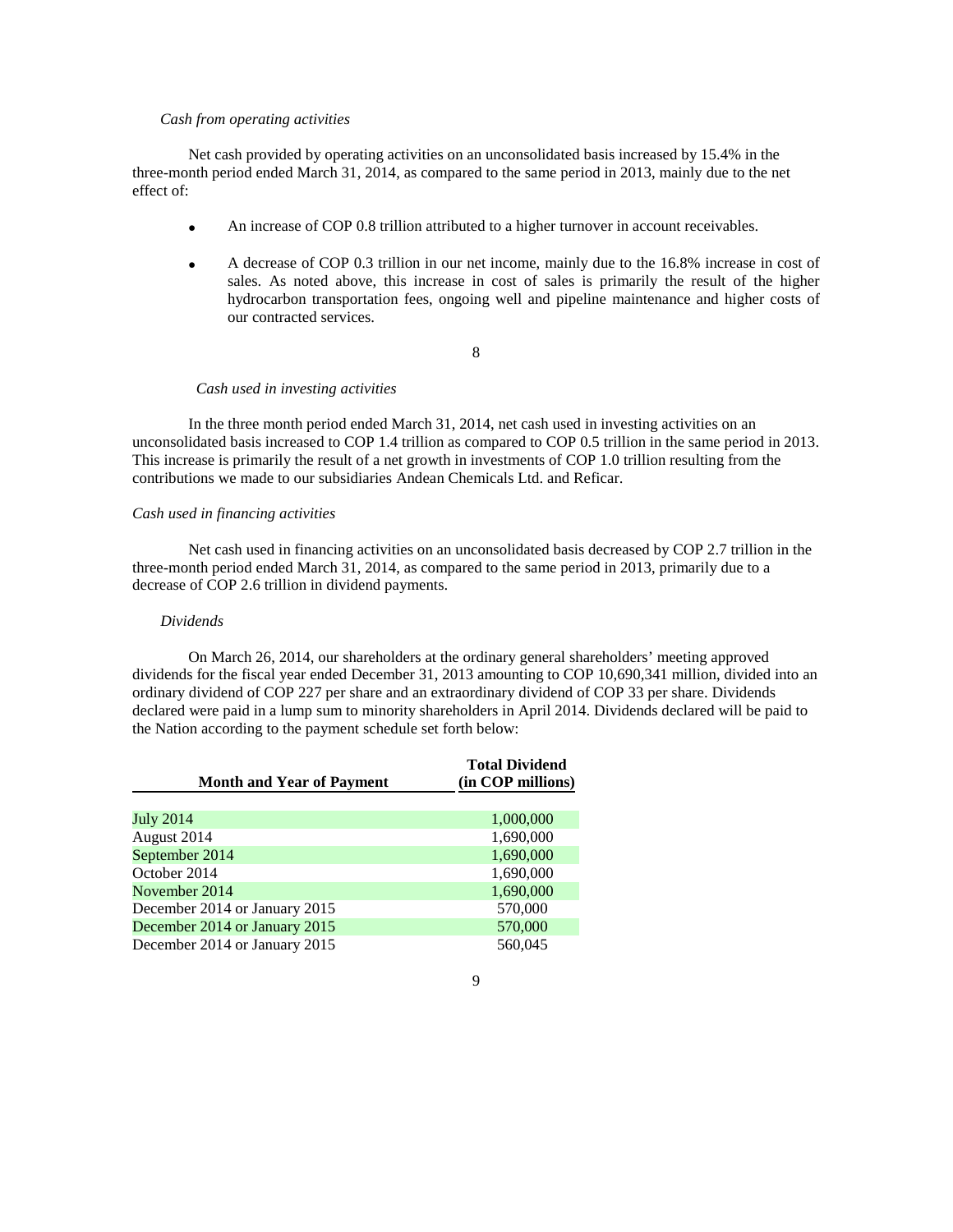*Cash from operating activities*

Net cash provided by operating activities on an unconsolidated basis increased by 15.4% in the three-month period ended March 31, 2014, as compared to the same period in 2013, mainly due to the net effect of:

- An increase of COP 0.8 trillion attributed to a higher turnover in account receivables.
- A decrease of COP 0.3 trillion in our net income, mainly due to the 16.8% increase in cost of sales. As noted above, this increase in cost of sales is primarily the result of the higher hydrocarbon transportation fees, ongoing well and pipeline maintenance and higher costs of our contracted services.

*Cash used in investing activities*

In the three month period ended March 31, 2014, net cash used in investing activities on an unconsolidated basis increased to COP 1.4 trillion as compared to COP 0.5 trillion in the same period in 2013. This increase is primarily the result of a net growth in investments of COP 1.0 trillion resulting from the contributions we made to our subsidiaries Andean Chemicals Ltd. and Reficar.

*Cash used in financing activities*

Net cash used in financing activities on an unconsolidated basis decreased by COP 2.7 trillion in the three-month period ended March 31, 2014, as compared to the same period in 2013, primarily due to a decrease of COP 2.6 trillion in dividend payments.

*Dividends*

On March 26, 2014, our shareholders at the ordinary general shareholders' meeting approved dividends for the fiscal year ended December 31, 2013 amounting to COP 10,690,341 million, divided into an ordinary dividend of COP 227 per share and an extraordinary dividend of COP 33 per share. Dividends declared were paid in a lump sum to minority shareholders in April 2014. Dividends declared will be paid to the Nation according to the payment schedule set forth below:

| Month and Year of Payment | Total Dividend (in COP millions) |
|---|---|
| July 2014 | 1,000,000 |
| August 2014 | 1,690,000 |
| September 2014 | 1,690,000 |
| October 2014 | 1,690,000 |
| November 2014 | 1,690,000 |
| December 2014 or January 2015 | 570,000 |
| December 2014 or January 2015 | 570,000 |
| December 2014 or January 2015 | 560,045 |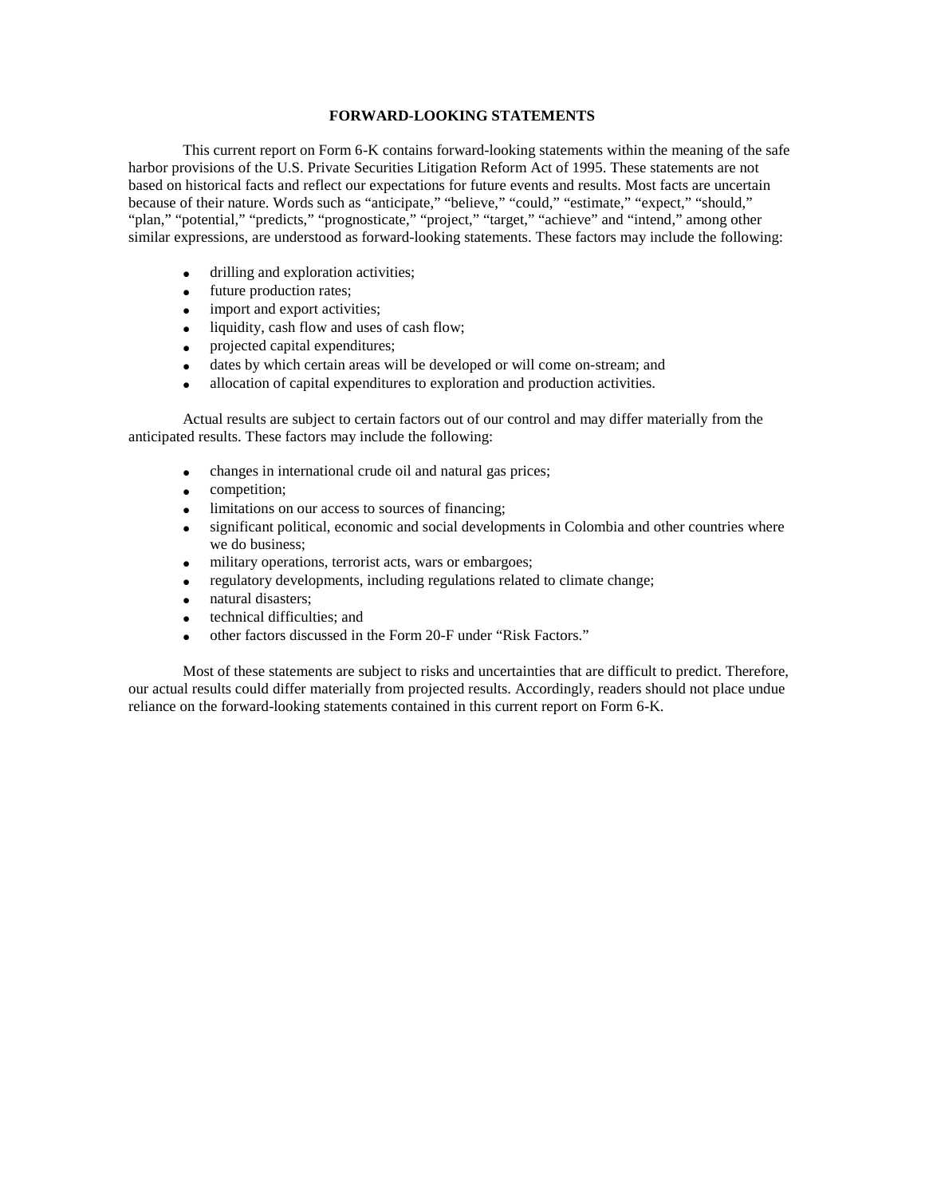## FORWARD-LOOKING STATEMENTS

This current report on Form 6-K contains forward-looking statements within the meaning of the safe harbor provisions of the U.S. Private Securities Litigation Reform Act of 1995. These statements are not based on historical facts and reflect our expectations for future events and results. Most facts are uncertain because of their nature. Words such as "anticipate," "believe," "could," "estimate," "expect," "should," "plan," "potential," "predicts," "prognosticate," "project," "target," "achieve" and "intend," among other similar expressions, are understood as forward-looking statements. These factors may include the following:

- drilling and exploration activities;
- future production rates;
- import and export activities;
- liquidity, cash flow and uses of cash flow;
- projected capital expenditures;
- dates by which certain areas will be developed or will come on-stream; and
- allocation of capital expenditures to exploration and production activities.

Actual results are subject to certain factors out of our control and may differ materially from the anticipated results. These factors may include the following:

- changes in international crude oil and natural gas prices;
- competition;
- limitations on our access to sources of financing;
- significant political, economic and social developments in Colombia and other countries where we do business;
- military operations, terrorist acts, wars or embargoes;
- regulatory developments, including regulations related to climate change;
- natural disasters;
- technical difficulties; and
- other factors discussed in the Form 20-F under "Risk Factors."

Most of these statements are subject to risks and uncertainties that are difficult to predict. Therefore, our actual results could differ materially from projected results. Accordingly, readers should not place undue reliance on the forward-looking statements contained in this current report on Form 6-K.